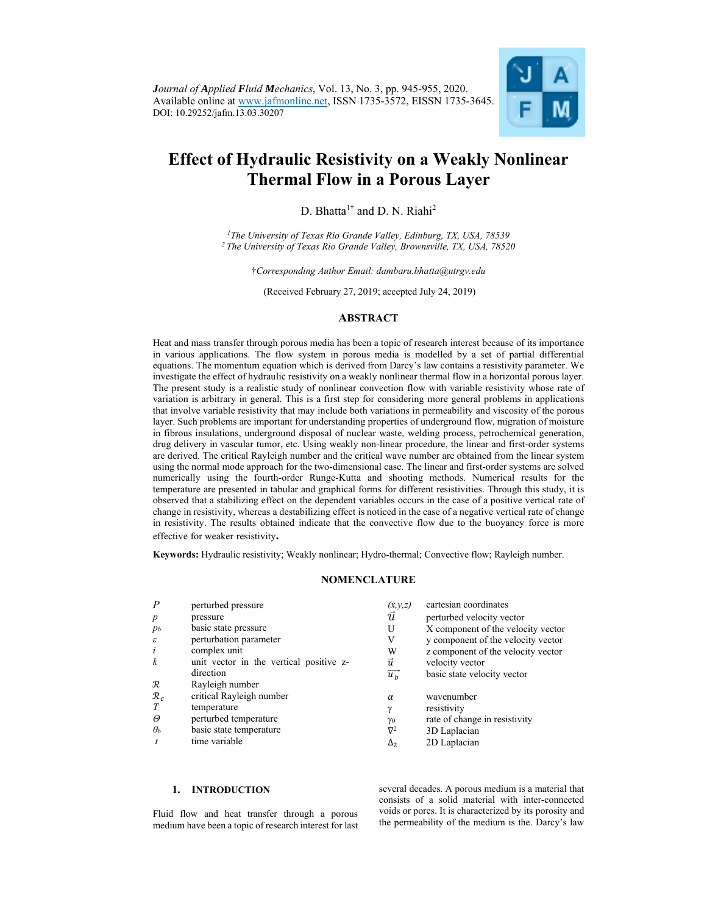*Journal of Applied Fluid Mechanics*, Vol. 13, No. 3, pp. 945-955, 2020.
Available online at www.jafmonline.net, ISSN 1735-3572, EISSN 1735-3645.
DOI: 10.29252/jafm.13.03.30207

# Effect of Hydraulic Resistivity on a Weakly Nonlinear Thermal Flow in a Porous Layer

D. Bhatta[1†] and D. N. Riahi[2]

[1] *The University of Texas Rio Grande Valley, Edinburg, TX, USA, 78539*
[2] *The University of Texas Rio Grande Valley, Brownsville, TX, USA, 78520*

†*Corresponding Author Email: dambaru.bhatta@utrgv.edu*

(Received February 27, 2019; accepted July 24, 2019)

## ABSTRACT

Heat and mass transfer through porous media has been a topic of research interest because of its importance in various applications. The flow system in porous media is modelled by a set of partial differential equations. The momentum equation which is derived from Darcy's law contains a resistivity parameter. We investigate the effect of hydraulic resistivity on a weakly nonlinear thermal flow in a horizontal porous layer. The present study is a realistic study of nonlinear convection flow with variable resistivity whose rate of variation is arbitrary in general. This is a first step for considering more general problems in applications that involve variable resistivity that may include both variations in permeability and viscosity of the porous layer. Such problems are important for understanding properties of underground flow, migration of moisture in fibrous insulations, underground disposal of nuclear waste, welding process, petrochemical generation, drug delivery in vascular tumor, etc. Using weakly non-linear procedure, the linear and first-order systems are derived. The critical Rayleigh number and the critical wave number are obtained from the linear system using the normal mode approach for the two-dimensional case. The linear and first-order systems are solved numerically using the fourth-order Runge-Kutta and shooting methods. Numerical results for the temperature are presented in tabular and graphical forms for different resistivities. Through this study, it is observed that a stabilizing effect on the dependent variables occurs in the case of a positive vertical rate of change in resistivity, whereas a destabilizing effect is noticed in the case of a negative vertical rate of change in resistivity. The results obtained indicate that the convective flow due to the buoyancy force is more effective for weaker resistivity.

**Keywords:** Hydraulic resistivity; Weakly nonlinear; Hydro-thermal; Convective flow; Rayleigh number.

## NOMENCLATURE

| | | | |
|---|---|---|---|
| $P$ | perturbed pressure | $(x,y,z)$ | cartesian coordinates |
| $p$ | pressure | $\vec{U}$ | perturbed velocity vector |
| $p_b$ | basic state pressure | U | X component of the velocity vector |
| $\varepsilon$ | perturbation parameter | V | y component of the velocity vector |
| $i$ | complex unit | W | z component of the velocity vector |
| $k$ | unit vector in the vertical positive z-direction | $\vec{u}$ | velocity vector |
| $\mathcal{R}$ | Rayleigh number | $\vec{u_b}$ | basic state velocity vector |
| $\mathcal{R}_c$ | critical Rayleigh number | $\alpha$ | wavenumber |
| $T$ | temperature | $\gamma$ | resistivity |
| $\Theta$ | perturbed temperature | $\gamma_0$ | rate of change in resistivity |
| $\theta_b$ | basic state temperature | $\nabla^2$ | 3D Laplacian |
| $t$ | time variable | $\Delta_2$ | 2D Laplacian |

## 1. INTRODUCTION

Fluid flow and heat transfer through a porous medium have been a topic of research interest for last several decades. A porous medium is a material that consists of a solid material with inter-connected voids or pores. It is characterized by its porosity and the permeability of the medium is the. Darcy's law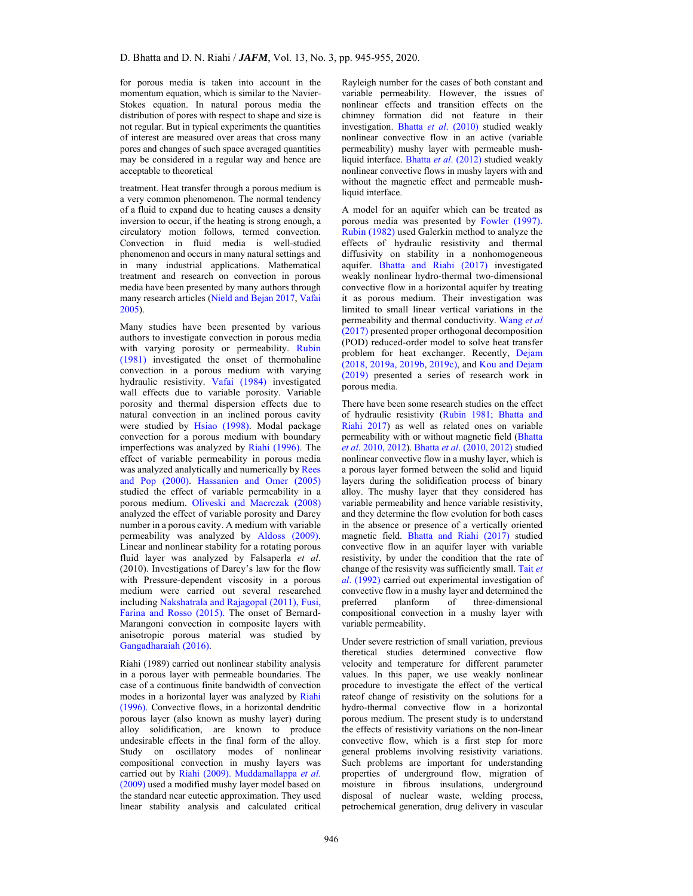for porous media is taken into account in the momentum equation, which is similar to the Navier-Stokes equation. In natural porous media the distribution of pores with respect to shape and size is not regular. But in typical experiments the quantities of interest are measured over areas that cross many pores and changes of such space averaged quantities may be considered in a regular way and hence are acceptable to theoretical

treatment. Heat transfer through a porous medium is a very common phenomenon. The normal tendency of a fluid to expand due to heating causes a density inversion to occur, if the heating is strong enough, a circulatory motion follows, termed convection. Convection in fluid media is well-studied phenomenon and occurs in many natural settings and in many industrial applications. Mathematical treatment and research on convection in porous media have been presented by many authors through many research articles (Nield and Bejan 2017, Vafai 2005).

Many studies have been presented by various authors to investigate convection in porous media with varying porosity or permeability. Rubin (1981) investigated the onset of thermohaline convection in a porous medium with varying hydraulic resistivity. Vafai (1984) investigated wall effects due to variable porosity. Variable porosity and thermal dispersion effects due to natural convection in an inclined porous cavity were studied by Hsiao (1998). Modal package convection for a porous medium with boundary imperfections was analyzed by Riahi (1996). The effect of variable permeability in porous media was analyzed analytically and numerically by Rees and Pop (2000). Hassanien and Omer (2005) studied the effect of variable permeability in a porous medium. Oliveski and Macrczak (2008) analyzed the effect of variable porosity and Darcy number in a porous cavity. A medium with variable permeability was analyzed by Aldoss (2009). Linear and nonlinear stability for a rotating porous fluid layer was analyzed by Falsaperla *et al*. (2010). Investigations of Darcy's law for the flow with Pressure-dependent viscosity in a porous medium were carried out several researched including Nakshatrala and Rajagopal (2011), Fusi, Farina and Rosso (2015). The onset of Bernard-Marangoni convection in composite layers with anisotropic porous material was studied by Gangadharaiah (2016).

Riahi (1989) carried out nonlinear stability analysis in a porous layer with permeable boundaries. The case of a continuous finite bandwidth of convection modes in a horizontal layer was analyzed by Riahi (1996). Convective flows, in a horizontal dendritic porous layer (also known as mushy layer) during alloy solidification, are known to produce undesirable effects in the final form of the alloy. Study on oscillatory modes of nonlinear compositional convection in mushy layers was carried out by Riahi (2009). Muddamallappa *et al*. (2009) used a modified mushy layer model based on the standard near eutectic approximation. They used linear stability analysis and calculated critical Rayleigh number for the cases of both constant and variable permeability. However, the issues of nonlinear effects and transition effects on the chimney formation did not feature in their investigation. Bhatta *et al*. (2010) studied weakly nonlinear convective flow in an active (variable permeability) mushy layer with permeable mush-liquid interface. Bhatta *et al*. (2012) studied weakly nonlinear convective flows in mushy layers with and without the magnetic effect and permeable mush-liquid interface.

A model for an aquifer which can be treated as porous media was presented by Fowler (1997). Rubin (1982) used Galerkin method to analyze the effects of hydraulic resistivity and thermal diffusivity on stability in a nonhomogeneous aquifer. Bhatta and Riahi (2017) investigated weakly nonlinear hydro-thermal two-dimensional convective flow in a horizontal aquifer by treating it as porous medium. Their investigation was limited to small linear vertical variations in the permeability and thermal conductivity. Wang *et al* (2017) presented proper orthogonal decomposition (POD) reduced-order model to solve heat transfer problem for heat exchanger. Recently, Dejam (2018, 2019a, 2019b, 2019c), and Kou and Dejam (2019) presented a series of research work in porous media.

There have been some research studies on the effect of hydraulic resistivity (Rubin 1981; Bhatta and Riahi 2017) as well as related ones on variable permeability with or without magnetic field (Bhatta *et al*. 2010, 2012). Bhatta *et al*. (2010, 2012) studied nonlinear convective flow in a mushy layer, which is a porous layer formed between the solid and liquid layers during the solidification process of binary alloy. The mushy layer that they considered has variable permeability and hence variable resistivity, and they determine the flow evolution for both cases in the absence or presence of a vertically oriented magnetic field. Bhatta and Riahi (2017) studied convective flow in an aquifer layer with variable resistivity, by under the condition that the rate of change of the resisvity was sufficiently small. Tait *et al*. (1992) carried out experimental investigation of convective flow in a mushy layer and determined the preferred planform of three-dimensional compositional convection in a mushy layer with variable permeability.

Under severe restriction of small variation, previous theretical studies determined convective flow velocity and temperature for different parameter values. In this paper, we use weakly nonlinear procedure to investigate the effect of the vertical rateof change of resistivity on the solutions for a hydro-thermal convective flow in a horizontal porous medium. The present study is to understand the effects of resistivity variations on the non-linear convective flow, which is a first step for more general problems involving resistivity variations. Such problems are important for understanding properties of underground flow, migration of moisture in fibrous insulations, underground disposal of nuclear waste, welding process, petrochemical generation, drug delivery in vascular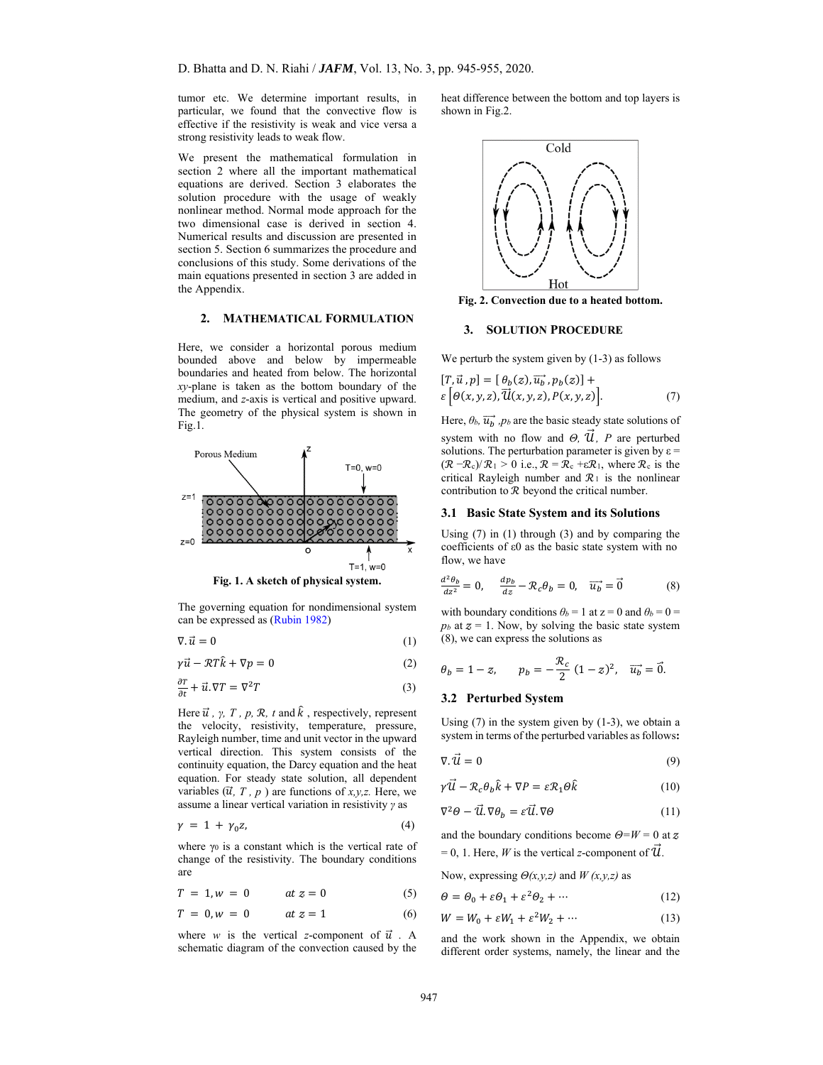tumor etc. We determine important results, in particular, we found that the convective flow is effective if the resistivity is weak and vice versa a strong resistivity leads to weak flow.

We present the mathematical formulation in section 2 where all the important mathematical equations are derived. Section 3 elaborates the solution procedure with the usage of weakly nonlinear method. Normal mode approach for the two dimensional case is derived in section 4. Numerical results and discussion are presented in section 5. Section 6 summarizes the procedure and conclusions of this study. Some derivations of the main equations presented in section 3 are added in the Appendix.

## 2. Mathematical Formulation

Here, we consider a horizontal porous medium bounded above and below by impermeable boundaries and heated from below. The horizontal *xy*-plane is taken as the bottom boundary of the medium, and *z*-axis is vertical and positive upward. The geometry of the physical system is shown in Fig.1.

**Fig. 1. A sketch of physical system.**

The governing equation for nondimensional system can be expressed as (Rubin 1982)

$$\nabla.\vec{u} = 0 \tag{1}$$

$$\gamma\vec{u} - \mathcal{R}T\hat{k} + \nabla p = 0 \tag{2}$$

$$\frac{\partial T}{\partial t} + \vec{u}.\nabla T = \nabla^2 T \tag{3}$$

Here $\vec{u}$, $\gamma$, $T$, $p$, $\mathcal{R}$, $t$ and $\hat{k}$, respectively, represent the velocity, resistivity, temperature, pressure, Rayleigh number, time and unit vector in the upward vertical direction. This system consists of the continuity equation, the Darcy equation and the heat equation. For steady state solution, all dependent variables ($\vec{u}$, $T$, $p$) are functions of *x,y,z*. Here, we assume a linear vertical variation in resistivity $\gamma$ as

$$\gamma = 1 + \gamma_0 z, \tag{4}$$

where $\gamma_0$ is a constant which is the vertical rate of change of the resistivity. The boundary conditions are

$$T = 1, w = 0 \qquad at\ z = 0 \tag{5}$$

$$T = 0, w = 0 \qquad at\ z = 1 \tag{6}$$

where $w$ is the vertical *z*-component of $\vec{u}$. A schematic diagram of the convection caused by the heat difference between the bottom and top layers is shown in Fig.2.

**Fig. 2. Convection due to a heated bottom.**

## 3. Solution Procedure

We perturb the system given by (1-3) as follows

$$[T, \vec{u}, p] = [\theta_b(z), \vec{u_b}, p_b(z)] + \varepsilon\left[\Theta(x,y,z), \vec{\mathcal{U}}(x,y,z), P(x,y,z)\right]. \tag{7}$$

Here, $\theta_b$, $\vec{u_b}$, $p_b$ are the basic steady state solutions of system with no flow and $\Theta$, $\vec{\mathcal{U}}$, $P$ are perturbed solutions. The perturbation parameter is given by $\varepsilon = (\mathcal{R} - \mathcal{R}_c)/\mathcal{R}_1 > 0$ i.e., $\mathcal{R} = \mathcal{R}_c + \varepsilon\mathcal{R}_1$, where $\mathcal{R}_c$ is the critical Rayleigh number and $\mathcal{R}_1$ is the nonlinear contribution to $\mathcal{R}$ beyond the critical number.

### 3.1 Basic State System and its Solutions

Using (7) in (1) through (3) and by comparing the coefficients of ε0 as the basic state system with no flow, we have

$$\frac{d^2\theta_b}{dz^2} = 0, \quad \frac{dp_b}{dz} - \mathcal{R}_c\theta_b = 0, \quad \vec{u_b} = \vec{0} \tag{8}$$

with boundary conditions $\theta_b = 1$ at $z = 0$ and $\theta_b = 0 = p_b$ at $z = 1$. Now, by solving the basic state system (8), we can express the solutions as

$$\theta_b = 1 - z, \qquad p_b = -\frac{\mathcal{R}_c}{2}(1-z)^2, \quad \vec{u_b} = \vec{0}.$$

### 3.2 Perturbed System

Using (7) in the system given by (1-3), we obtain a system in terms of the perturbed variables as follows**:**

$$\nabla.\vec{\mathcal{U}} = 0 \tag{9}$$

$$\gamma\vec{\mathcal{U}} - \mathcal{R}_c\theta_b\hat{k} + \nabla P = \varepsilon\mathcal{R}_1\Theta\hat{k} \tag{10}$$

$$\nabla^2\Theta - \vec{\mathcal{U}}.\nabla\theta_b = \varepsilon\vec{\mathcal{U}}.\nabla\Theta \tag{11}$$

and the boundary conditions become $\Theta = W = 0$ at $z = 0, 1$. Here, $W$ is the vertical *z*-component of $\vec{\mathcal{U}}$.

Now, expressing $\Theta(x,y,z)$ and $W(x,y,z)$ as

$$\Theta = \Theta_0 + \varepsilon\Theta_1 + \varepsilon^2\Theta_2 + \cdots \tag{12}$$

$$W = W_0 + \varepsilon W_1 + \varepsilon^2 W_2 + \cdots \tag{13}$$

and the work shown in the Appendix, we obtain different order systems, namely, the linear and the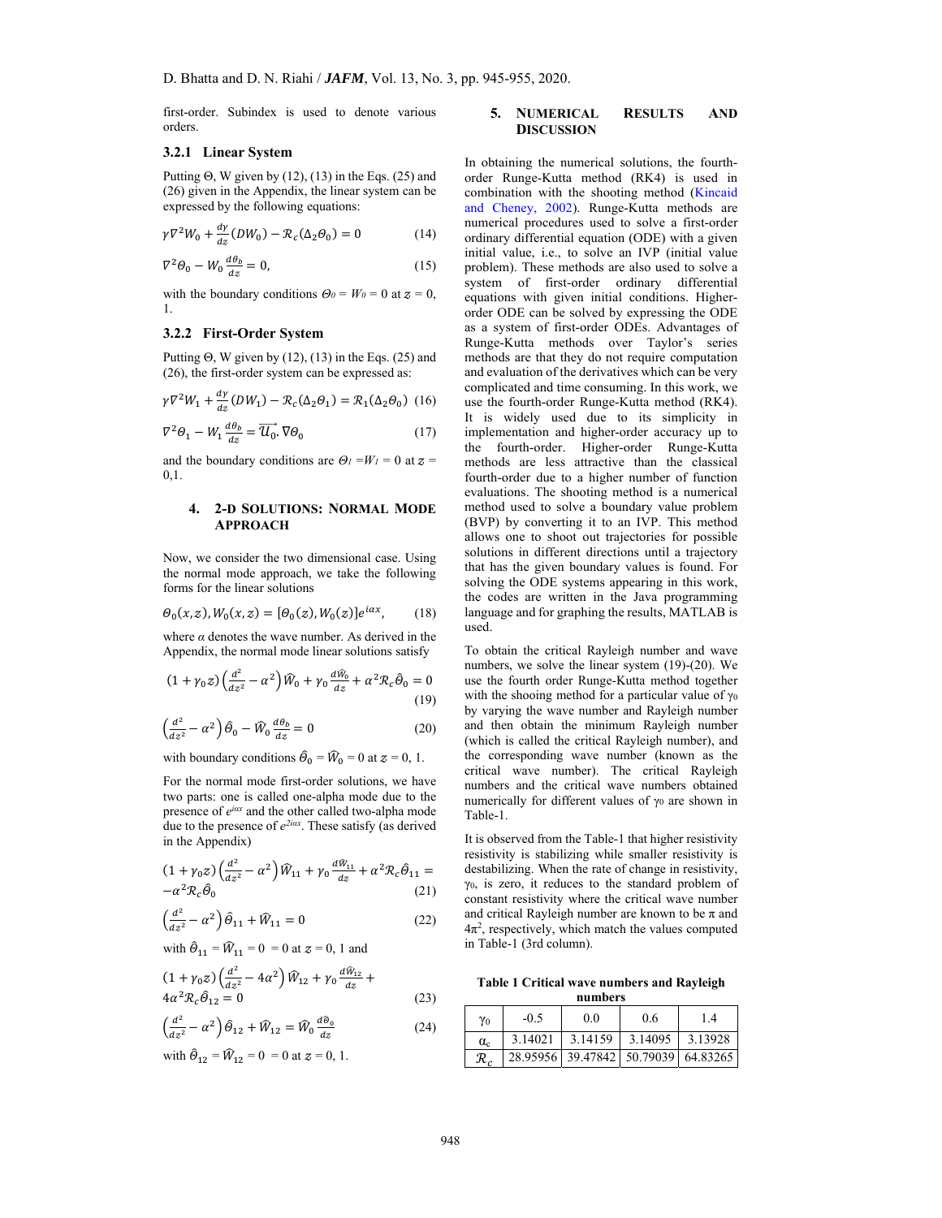first-order. Subindex is used to denote various orders.

### 3.2.1 Linear System

Putting Θ, W given by (12), (13) in the Eqs. (25) and (26) given in the Appendix, the linear system can be expressed by the following equations:

$$\gamma\nabla^2 W_0 + \frac{d\gamma}{dz}(DW_0) - \mathcal{R}_c(\Delta_2\Theta_0) = 0 \tag{14}$$

$$\nabla^2\Theta_0 - W_0\frac{d\theta_b}{dz} = 0, \tag{15}$$

with the boundary conditions $\Theta_0 = W_0 = 0$ at $z = 0$, 1.

### 3.2.2 First-Order System

Putting Θ, W given by (12), (13) in the Eqs. (25) and (26), the first-order system can be expressed as:

$$\gamma\nabla^2 W_1 + \frac{d\gamma}{dz}(DW_1) - \mathcal{R}_c(\Delta_2\Theta_1) = \mathcal{R}_1(\Delta_2\Theta_0) \tag{16}$$

$$\nabla^2\Theta_1 - W_1\frac{d\theta_b}{dz} = \overrightarrow{\mathcal{U}_0}.\nabla\Theta_0 \tag{17}$$

and the boundary conditions are $\Theta_1 = W_1 = 0$ at $z = 0,1$.

## 4. 2-D SOLUTIONS: NORMAL MODE APPROACH

Now, we consider the two dimensional case. Using the normal mode approach, we take the following forms for the linear solutions

$$\Theta_0(x,z), W_0(x,z) = [\theta_0(z), W_0(z)]e^{i\alpha x}, \tag{18}$$

where $\alpha$ denotes the wave number. As derived in the Appendix, the normal mode linear solutions satisfy

$$(1+\gamma_0 z)\left(\frac{d^2}{dz^2} - \alpha^2\right)\widehat{W}_0 + \gamma_0\frac{d\widehat{W}_0}{dz} + \alpha^2\mathcal{R}_c\hat{\theta}_0 = 0 \tag{19}$$

$$\left(\frac{d^2}{dz^2} - \alpha^2\right)\hat{\theta}_0 - \widehat{W}_0\frac{d\theta_b}{dz} = 0 \tag{20}$$

with boundary conditions $\hat{\theta}_0 = \widehat{W}_0 = 0$ at $z = 0$, 1.

For the normal mode first-order solutions, we have two parts: one is called one-alpha mode due to the presence of $e^{i\alpha x}$ and the other called two-alpha mode due to the presence of $e^{2i\alpha x}$. These satisfy (as derived in the Appendix)

$$(1+\gamma_0 z)\left(\frac{d^2}{dz^2} - \alpha^2\right)\widehat{W}_{11} + \gamma_0\frac{d\widehat{W}_{11}}{dz} + \alpha^2\mathcal{R}_c\hat{\theta}_{11} = -\alpha^2\mathcal{R}_c\hat{\theta}_0 \tag{21}$$

$$\left(\frac{d^2}{dz^2} - \alpha^2\right)\hat{\theta}_{11} + \widehat{W}_{11} = 0 \tag{22}$$

with $\hat{\theta}_{11} = \widehat{W}_{11} = 0 = 0$ at $z = 0$, 1 and

$$(1+\gamma_0 z)\left(\frac{d^2}{dz^2} - 4\alpha^2\right)\widehat{W}_{12} + \gamma_0\frac{d\widehat{W}_{12}}{dz} + 4\alpha^2\mathcal{R}_c\hat{\theta}_{12} = 0 \tag{23}$$

$$\left(\frac{d^2}{dz^2} - \alpha^2\right)\hat{\theta}_{12} + \widehat{W}_{12} = \widehat{W}_0\frac{d\hat{\theta}_0}{dz} \tag{24}$$

with $\hat{\theta}_{12} = \widehat{W}_{12} = 0 = 0$ at $z = 0$, 1.

## 5. NUMERICAL RESULTS AND DISCUSSION

In obtaining the numerical solutions, the fourth-order Runge-Kutta method (RK4) is used in combination with the shooting method (Kincaid and Cheney, 2002). Runge-Kutta methods are numerical procedures used to solve a first-order ordinary differential equation (ODE) with a given initial value, i.e., to solve an IVP (initial value problem). These methods are also used to solve a system of first-order ordinary differential equations with given initial conditions. Higher-order ODE can be solved by expressing the ODE as a system of first-order ODEs. Advantages of Runge-Kutta methods over Taylor's series methods are that they do not require computation and evaluation of the derivatives which can be very complicated and time consuming. In this work, we use the fourth-order Runge-Kutta method (RK4). It is widely used due to its simplicity in implementation and higher-order accuracy up to the fourth-order. Higher-order Runge-Kutta methods are less attractive than the classical fourth-order due to a higher number of function evaluations. The shooting method is a numerical method used to solve a boundary value problem (BVP) by converting it to an IVP. This method allows one to shoot out trajectories for possible solutions in different directions until a trajectory that has the given boundary values is found. For solving the ODE systems appearing in this work, the codes are written in the Java programming language and for graphing the results, MATLAB is used.

To obtain the critical Rayleigh number and wave numbers, we solve the linear system (19)-(20). We use the fourth order Runge-Kutta method together with the shooing method for a particular value of $\gamma_0$ by varying the wave number and Rayleigh number and then obtain the minimum Rayleigh number (which is called the critical Rayleigh number), and the corresponding wave number (known as the critical wave number). The critical Rayleigh numbers and the critical wave numbers obtained numerically for different values of $\gamma_0$ are shown in Table-1.

It is observed from the Table-1 that higher resistivity resistivity is stabilizing while smaller resistivity is destabilizing. When the rate of change in resistivity, $\gamma_0$, is zero, it reduces to the standard problem of constant resistivity where the critical wave number and critical Rayleigh number are known to be $\pi$ and $4\pi^2$, respectively, which match the values computed in Table-1 (3rd column).

**Table 1 Critical wave numbers and Rayleigh numbers**

| $\gamma_0$ | -0.5 | 0.0 | 0.6 | 1.4 |
|---|---|---|---|---|
| $\alpha_c$ | 3.14021 | 3.14159 | 3.14095 | 3.13928 |
| $\mathcal{R}_c$ | 28.95956 | 39.47842 | 50.79039 | 64.83265 |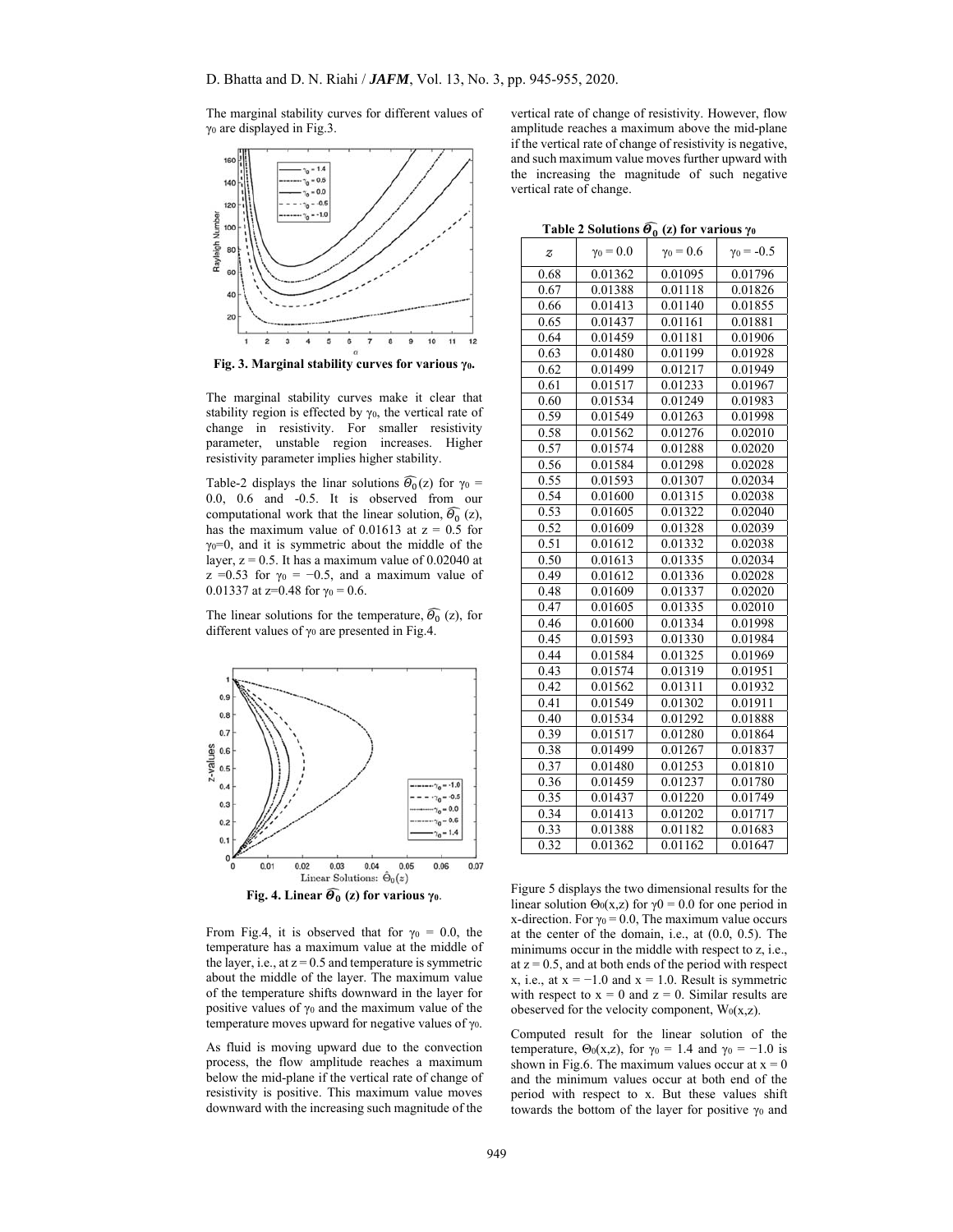The marginal stability curves for different values of $\gamma_0$ are displayed in Fig.3.

Fig. 3. Marginal stability curves for various $\gamma_0$.

The marginal stability curves make it clear that stability region is effected by $\gamma_0$, the vertical rate of change in resistivity. For smaller resistivity parameter, unstable region increases. Higher resistivity parameter implies higher stability.

Table-2 displays the linar solutions $\widehat{\Theta_0}(z)$ for $\gamma_0$ = 0.0, 0.6 and -0.5. It is observed from our computational work that the linear solution, $\widehat{\Theta_0}(z)$, has the maximum value of 0.01613 at z = 0.5 for $\gamma_0$=0, and it is symmetric about the middle of the layer, z = 0.5. It has a maximum value of 0.02040 at z =0.53 for $\gamma_0 = -0.5$, and a maximum value of 0.01337 at z=0.48 for $\gamma_0$ = 0.6.

The linear solutions for the temperature, $\widehat{\Theta_0}(z)$, for different values of $\gamma_0$ are presented in Fig.4.

Fig. 4. Linear $\widehat{\Theta_0}$ (z) for various $\gamma_0$.

From Fig.4, it is observed that for $\gamma_0$ = 0.0, the temperature has a maximum value at the middle of the layer, i.e., at z = 0.5 and temperature is symmetric about the middle of the layer. The maximum value of the temperature shifts downward in the layer for positive values of $\gamma_0$ and the maximum value of the temperature moves upward for negative values of $\gamma_0$.

As fluid is moving upward due to the convection process, the flow amplitude reaches a maximum below the mid-plane if the vertical rate of change of resistivity is positive. This maximum value moves downward with the increasing such magnitude of the vertical rate of change of resistivity. However, flow amplitude reaches a maximum above the mid-plane if the vertical rate of change of resistivity is negative, and such maximum value moves further upward with the increasing the magnitude of such negative vertical rate of change.

**Table 2 Solutions $\widehat{\Theta_0}$ (z) for various $\gamma_0$**

| $z$ | $\gamma_0 = 0.0$ | $\gamma_0 = 0.6$ | $\gamma_0 = -0.5$ |
|---|---|---|---|
| 0.68 | 0.01362 | 0.01095 | 0.01796 |
| 0.67 | 0.01388 | 0.01118 | 0.01826 |
| 0.66 | 0.01413 | 0.01140 | 0.01855 |
| 0.65 | 0.01437 | 0.01161 | 0.01881 |
| 0.64 | 0.01459 | 0.01181 | 0.01906 |
| 0.63 | 0.01480 | 0.01199 | 0.01928 |
| 0.62 | 0.01499 | 0.01217 | 0.01949 |
| 0.61 | 0.01517 | 0.01233 | 0.01967 |
| 0.60 | 0.01534 | 0.01249 | 0.01983 |
| 0.59 | 0.01549 | 0.01263 | 0.01998 |
| 0.58 | 0.01562 | 0.01276 | 0.02010 |
| 0.57 | 0.01574 | 0.01288 | 0.02020 |
| 0.56 | 0.01584 | 0.01298 | 0.02028 |
| 0.55 | 0.01593 | 0.01307 | 0.02034 |
| 0.54 | 0.01600 | 0.01315 | 0.02038 |
| 0.53 | 0.01605 | 0.01322 | 0.02040 |
| 0.52 | 0.01609 | 0.01328 | 0.02039 |
| 0.51 | 0.01612 | 0.01332 | 0.02038 |
| 0.50 | 0.01613 | 0.01335 | 0.02034 |
| 0.49 | 0.01612 | 0.01336 | 0.02028 |
| 0.48 | 0.01609 | 0.01337 | 0.02020 |
| 0.47 | 0.01605 | 0.01335 | 0.02010 |
| 0.46 | 0.01600 | 0.01334 | 0.01998 |
| 0.45 | 0.01593 | 0.01330 | 0.01984 |
| 0.44 | 0.01584 | 0.01325 | 0.01969 |
| 0.43 | 0.01574 | 0.01319 | 0.01951 |
| 0.42 | 0.01562 | 0.01311 | 0.01932 |
| 0.41 | 0.01549 | 0.01302 | 0.01911 |
| 0.40 | 0.01534 | 0.01292 | 0.01888 |
| 0.39 | 0.01517 | 0.01280 | 0.01864 |
| 0.38 | 0.01499 | 0.01267 | 0.01837 |
| 0.37 | 0.01480 | 0.01253 | 0.01810 |
| 0.36 | 0.01459 | 0.01237 | 0.01780 |
| 0.35 | 0.01437 | 0.01220 | 0.01749 |
| 0.34 | 0.01413 | 0.01202 | 0.01717 |
| 0.33 | 0.01388 | 0.01182 | 0.01683 |
| 0.32 | 0.01362 | 0.01162 | 0.01647 |

Figure 5 displays the two dimensional results for the linear solution $\Theta_0(x,z)$ for $\gamma0$ = 0.0 for one period in x-direction. For $\gamma_0$ = 0.0, The maximum value occurs at the center of the domain, i.e., at (0.0, 0.5). The minimums occur in the middle with respect to z, i.e., at z = 0.5, and at both ends of the period with respect x, i.e., at x = −1.0 and x = 1.0. Result is symmetric with respect to x = 0 and z = 0. Similar results are obeserved for the velocity component, $W_0(x,z)$.

Computed result for the linear solution of the temperature, $\Theta_0(x,z)$, for $\gamma_0$ = 1.4 and $\gamma_0$ = −1.0 is shown in Fig.6. The maximum values occur at x = 0 and the minimum values occur at both end of the period with respect to x. But these values shift towards the bottom of the layer for positive $\gamma_0$ and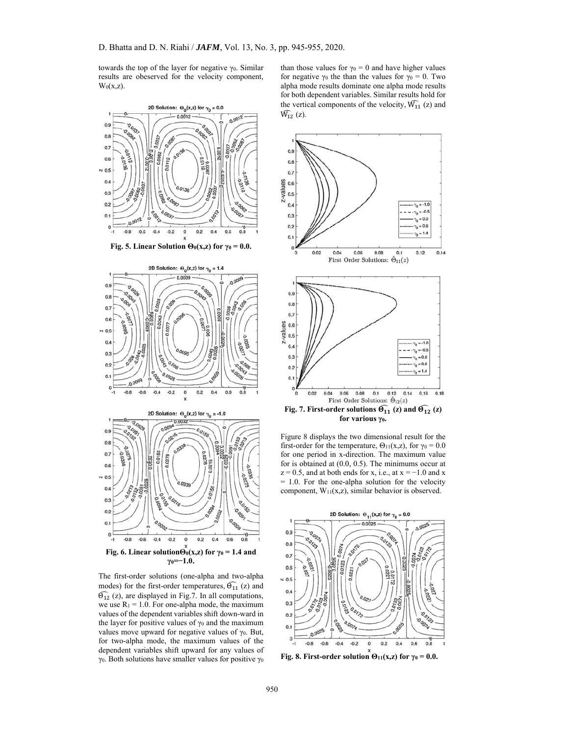towards the top of the layer for negative $\gamma_0$. Similar results are obeserved for the velocity component, $W_0(x,z)$.

**Fig. 5. Linear Solution $\Theta_0(x,z)$ for $\gamma_0 = 0.0$.**

**Fig. 6. Linear solution $\Theta_0(x,z)$ for $\gamma_0 = 1.4$ and $\gamma_0 = -1.0$.**

The first-order solutions (one-alpha and two-alpha modes) for the first-order temperatures, $\widehat{\Theta_{11}}$ (z) and $\widehat{\Theta_{12}}$ (z), are displayed in Fig.7. In all computations, we use $R_1 = 1.0$. For one-alpha mode, the maximum values of the dependent variables shift down-ward in the layer for positive values of $\gamma_0$ and the maximum values move upward for negative values of $\gamma_0$. But, for two-alpha mode, the maximum values of the dependent variables shift upward for any values of $\gamma_0$. Both solutions have smaller values for positive $\gamma_0$ than those values for $\gamma_0 = 0$ and have higher values for negative $\gamma_0$ the than the values for $\gamma_0 = 0$. Two alpha mode results dominate one alpha mode results for both dependent variables. Similar results hold for the vertical components of the velocity, $\widehat{W_{11}}$ (z) and $\widehat{W_{12}}$ (z).

**Fig. 7. First-order solutions $\widehat{\Theta_{11}}$ (z) and $\widehat{\Theta_{12}}$ (z) for various $\gamma_0$.**

Figure 8 displays the two dimensional result for the first-order for the temperature, $\Theta_{11}(x,z)$, for $\gamma_0 = 0.0$ for one period in x-direction. The maximum value for is obtained at (0.0, 0.5). The minimums occur at $z = 0.5$, and at both ends for x, i.e., at $x = -1.0$ and $x = 1.0$. For the one-alpha solution for the velocity component, $W_{11}(x,z)$, similar behavior is observed.

**Fig. 8. First-order solution $\Theta_{11}(x,z)$ for $\gamma_0 = 0.0$.**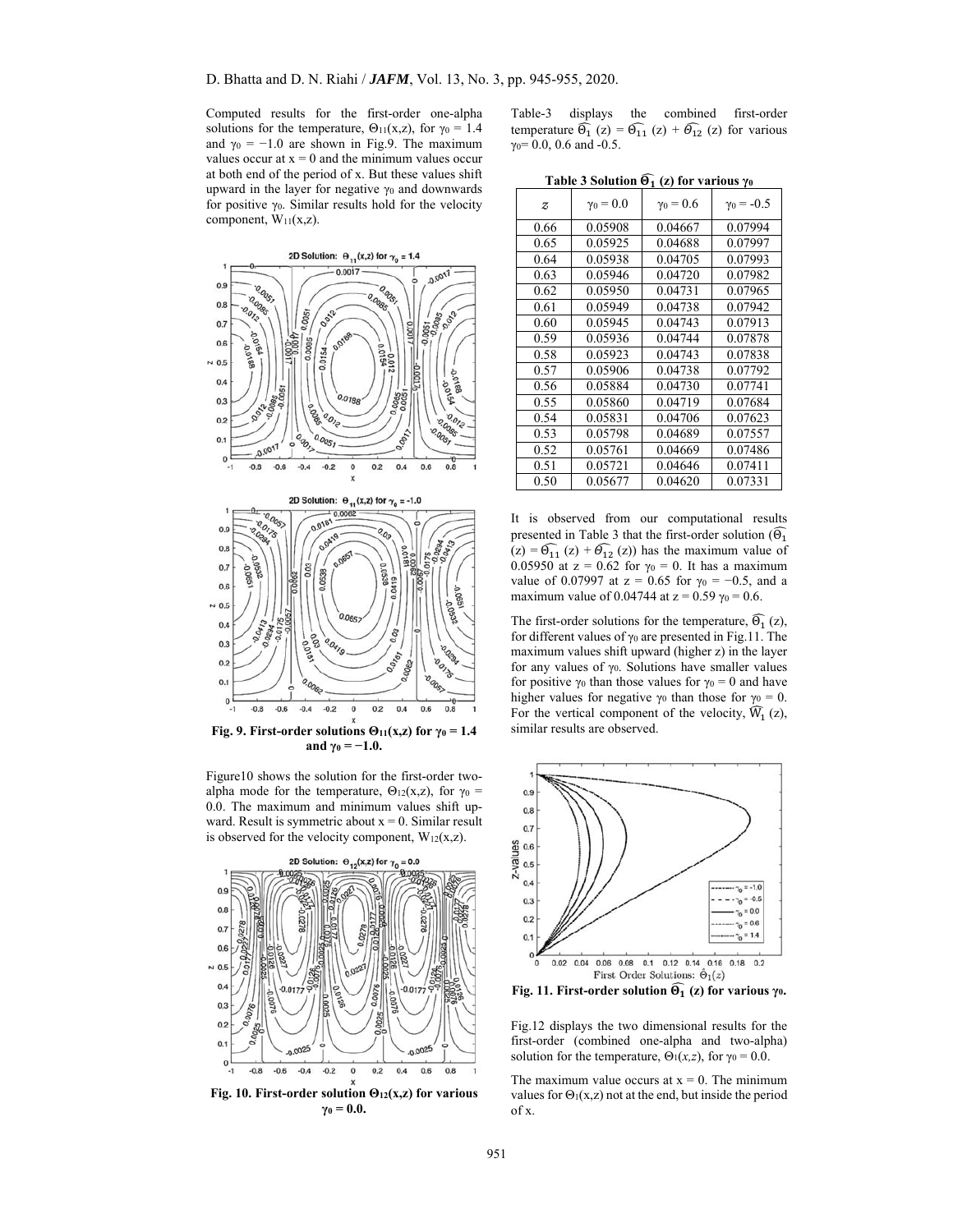Computed results for the first-order one-alpha solutions for the temperature, $\Theta_{11}(x,z)$, for $\gamma_0 = 1.4$ and $\gamma_0 = -1.0$ are shown in Fig.9. The maximum values occur at $x = 0$ and the minimum values occur at both end of the period of x. But these values shift upward in the layer for negative $\gamma_0$ and downwards for positive $\gamma_0$. Similar results hold for the velocity component, $W_{11}(x,z)$.

**Fig. 9. First-order solutions $\Theta_{11}(x,z)$ for $\gamma_0 = 1.4$ and $\gamma_0 = -1.0$.**

Figure10 shows the solution for the first-order two-alpha mode for the temperature, $\Theta_{12}(x,z)$, for $\gamma_0 = 0.0$. The maximum and minimum values shift upward. Result is symmetric about $x = 0$. Similar result is observed for the velocity component, $W_{12}(x,z)$.

**Fig. 10. First-order solution $\Theta_{12}(x,z)$ for various $\gamma_0 = 0.0$.**

Table-3 displays the combined first-order temperature $\widehat{\Theta_1}(z) = \widehat{\Theta_{11}}(z) + \widehat{\Theta_{12}}(z)$ for various $\gamma_0$= 0.0, 0.6 and -0.5.

**Table 3 Solution $\widehat{\Theta_1}(z)$ for various $\gamma_0$**

| $z$ | $\gamma_0 = 0.0$ | $\gamma_0 = 0.6$ | $\gamma_0 = -0.5$ |
|---|---|---|---|
| 0.66 | 0.05908 | 0.04667 | 0.07994 |
| 0.65 | 0.05925 | 0.04688 | 0.07997 |
| 0.64 | 0.05938 | 0.04705 | 0.07993 |
| 0.63 | 0.05946 | 0.04720 | 0.07982 |
| 0.62 | 0.05950 | 0.04731 | 0.07965 |
| 0.61 | 0.05949 | 0.04738 | 0.07942 |
| 0.60 | 0.05945 | 0.04743 | 0.07913 |
| 0.59 | 0.05936 | 0.04744 | 0.07878 |
| 0.58 | 0.05923 | 0.04743 | 0.07838 |
| 0.57 | 0.05906 | 0.04738 | 0.07792 |
| 0.56 | 0.05884 | 0.04730 | 0.07741 |
| 0.55 | 0.05860 | 0.04719 | 0.07684 |
| 0.54 | 0.05831 | 0.04706 | 0.07623 |
| 0.53 | 0.05798 | 0.04689 | 0.07557 |
| 0.52 | 0.05761 | 0.04669 | 0.07486 |
| 0.51 | 0.05721 | 0.04646 | 0.07411 |
| 0.50 | 0.05677 | 0.04620 | 0.07331 |

It is observed from our computational results presented in Table 3 that the first-order solution ($\widehat{\Theta_1}(z) = \widehat{\Theta_{11}}(z) + \widehat{\Theta_{12}}(z)$) has the maximum value of 0.05950 at $z = 0.62$ for $\gamma_0 = 0$. It has a maximum value of 0.07997 at $z = 0.65$ for $\gamma_0 = -0.5$, and a maximum value of 0.04744 at $z = 0.59$ $\gamma_0 = 0.6$.

The first-order solutions for the temperature, $\widehat{\Theta_1}(z)$, for different values of $\gamma_0$ are presented in Fig.11. The maximum values shift upward (higher z) in the layer for any values of $\gamma_0$. Solutions have smaller values for positive $\gamma_0$ than those values for $\gamma_0 = 0$ and have higher values for negative $\gamma_0$ than those for $\gamma_0 = 0$. For the vertical component of the velocity, $\widehat{W_1}(z)$, similar results are observed.

**Fig. 11. First-order solution $\widehat{\Theta_1}(z)$ for various $\gamma_0$.**

Fig.12 displays the two dimensional results for the first-order (combined one-alpha and two-alpha) solution for the temperature, $\Theta_1(x,z)$, for $\gamma_0 = 0.0$.

The maximum value occurs at $x = 0$. The minimum values for $\Theta_1(x,z)$ not at the end, but inside the period of x.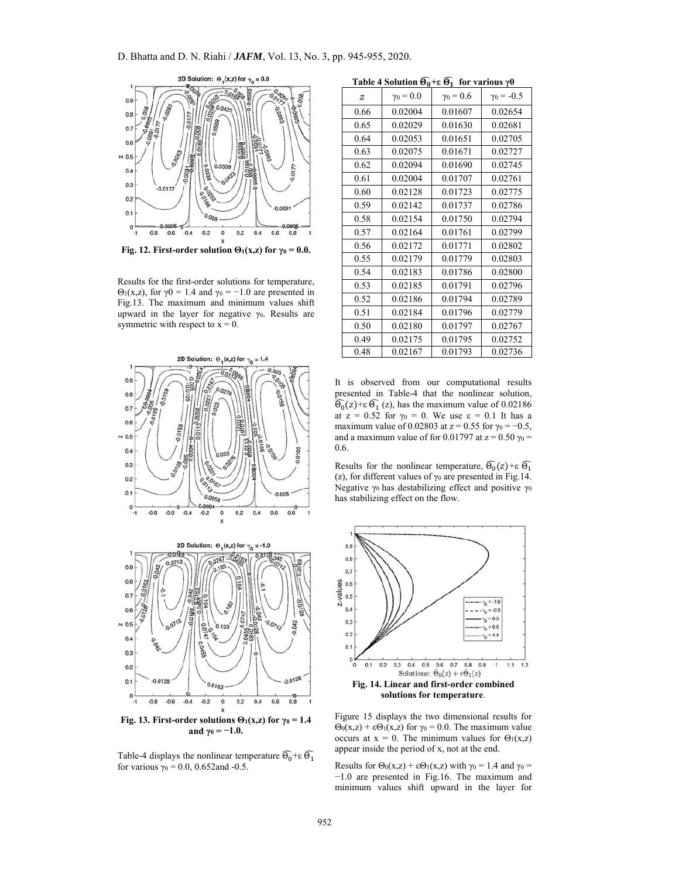Fig. 12. First-order solution $\Theta_1(x,z)$ for $\gamma_0 = 0.0$.

Results for the first-order solutions for temperature, $\Theta_1(x,z)$, for $\gamma0 = 1.4$ and $\gamma_0 = -1.0$ are presented in Fig.13. The maximum and minimum values shift upward in the layer for negative $\gamma_0$. Results are symmetric with respect to $x = 0$.

Fig. 13. First-order solutions $\Theta_1(x,z)$ for $\gamma_0 = 1.4$ and $\gamma_0 = -1.0$.

Table-4 displays the nonlinear temperature $\widehat{\Theta_0}+\varepsilon\,\widehat{\Theta_1}$ for various $\gamma_0 = 0.0$, 0.652and -0.5.

**Table 4 Solution $\widehat{\Theta_0}+\varepsilon\,\widehat{\Theta_1}$ for various $\gamma0$**

| $z$ | $\gamma_0 = 0.0$ | $\gamma_0 = 0.6$ | $\gamma_0 = -0.5$ |
|---|---|---|---|
| 0.66 | 0.02004 | 0.01607 | 0.02654 |
| 0.65 | 0.02029 | 0.01630 | 0.02681 |
| 0.64 | 0.02053 | 0.01651 | 0.02705 |
| 0.63 | 0.02075 | 0.01671 | 0.02727 |
| 0.62 | 0.02094 | 0.01690 | 0.02745 |
| 0.61 | 0.02004 | 0.01707 | 0.02761 |
| 0.60 | 0.02128 | 0.01723 | 0.02775 |
| 0.59 | 0.02142 | 0.01737 | 0.02786 |
| 0.58 | 0.02154 | 0.01750 | 0.02794 |
| 0.57 | 0.02164 | 0.01761 | 0.02799 |
| 0.56 | 0.02172 | 0.01771 | 0.02802 |
| 0.55 | 0.02179 | 0.01779 | 0.02803 |
| 0.54 | 0.02183 | 0.01786 | 0.02800 |
| 0.53 | 0.02185 | 0.01791 | 0.02796 |
| 0.52 | 0.02186 | 0.01794 | 0.02789 |
| 0.51 | 0.02184 | 0.01796 | 0.02779 |
| 0.50 | 0.02180 | 0.01797 | 0.02767 |
| 0.49 | 0.02175 | 0.01795 | 0.02752 |
| 0.48 | 0.02167 | 0.01793 | 0.02736 |

It is observed from our computational results presented in Table-4 that the nonlinear solution, $\widehat{\Theta_0}(z)+\varepsilon\,\widehat{\Theta_1}\,(z)$, has the maximum value of 0.02186 at $z = 0.52$ for $\gamma_0 = 0$. We use $\varepsilon = 0.1$ It has a maximum value of 0.02803 at $z = 0.55$ for $\gamma_0 = -0.5$, and a maximum value of for 0.01797 at $z = 0.50$ $\gamma_0 = 0.6$.

Results for the nonlinear temperature, $\widehat{\Theta_0}(z)+\varepsilon\,\widehat{\Theta_1}$ $(z)$, for different values of $\gamma_0$ are presented in Fig.14. Negative $\gamma_0$ has destabilizing effect and positive $\gamma_0$ has stabilizing effect on the flow.

Fig. 14. Linear and first-order combined solutions for temperature.

Figure 15 displays the two dimensional results for $\Theta_0(x,z) + \varepsilon\Theta_1(x,z)$ for $\gamma_0 = 0.0$. The maximum value occurs at $x = 0$. The minimum values for $\Theta_1(x,z)$ appear inside the period of x, not at the end.

Results for $\Theta_0(x,z) + \varepsilon\Theta_1(x,z)$ with $\gamma_0 = 1.4$ and $\gamma_0 = -1.0$ are presented in Fig.16. The maximum and minimum values shift upward in the layer for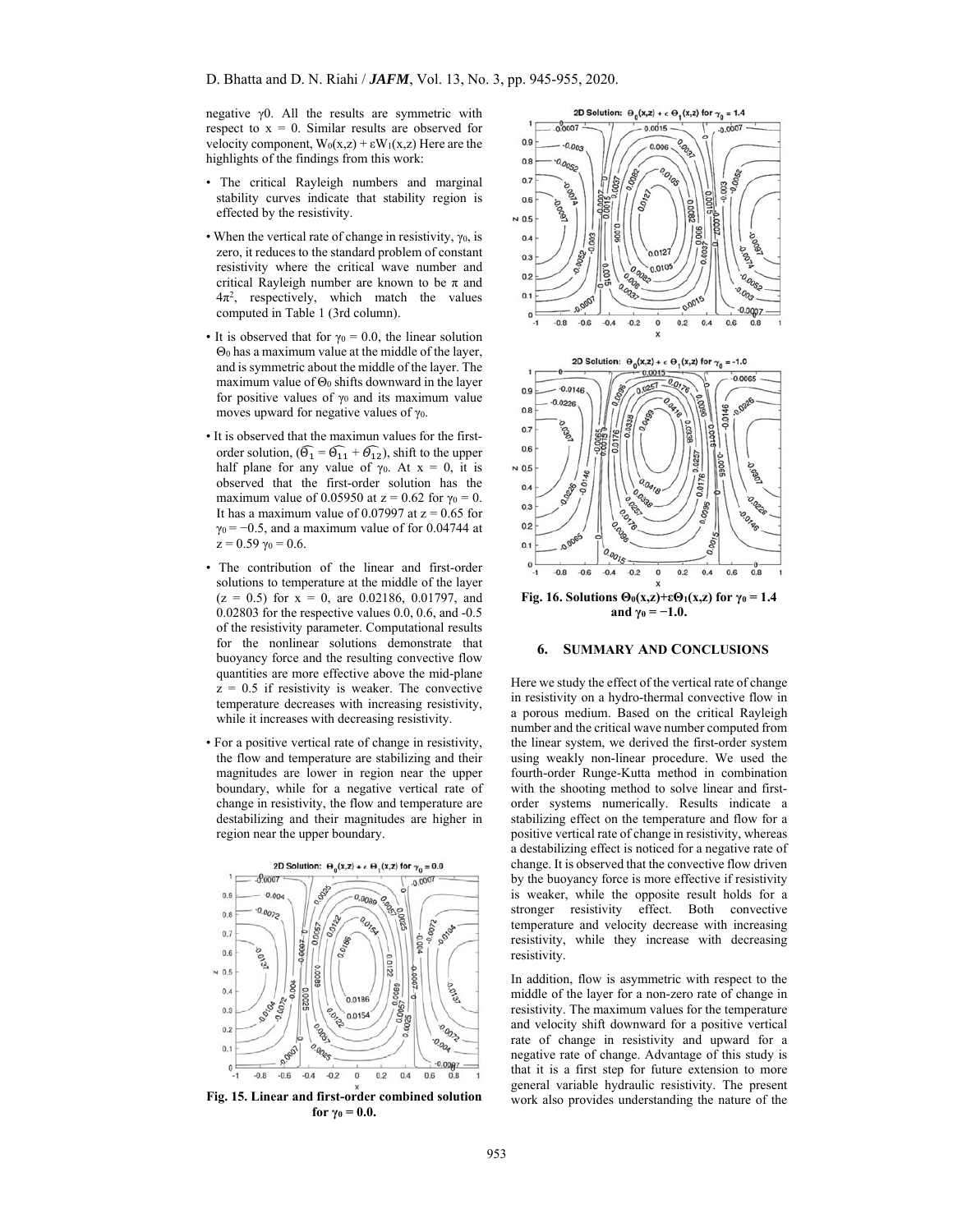negative $\gamma_0$. All the results are symmetric with respect to x = 0. Similar results are observed for velocity component, $W_0(x,z) + \varepsilon W_1(x,z)$ Here are the highlights of the findings from this work:

- The critical Rayleigh numbers and marginal stability curves indicate that stability region is effected by the resistivity.
- When the vertical rate of change in resistivity, $\gamma_0$, is zero, it reduces to the standard problem of constant resistivity where the critical wave number and critical Rayleigh number are known to be $\pi$ and $4\pi^2$, respectively, which match the values computed in Table 1 (3rd column).
- It is observed that for $\gamma_0 = 0.0$, the linear solution $\Theta_0$ has a maximum value at the middle of the layer, and is symmetric about the middle of the layer. The maximum value of $\Theta_0$ shifts downward in the layer for positive values of $\gamma_0$ and its maximum value moves upward for negative values of $\gamma_0$.
- It is observed that the maximun values for the first-order solution, $(\widehat{\Theta_1} = \widehat{\Theta_{11}} + \widehat{\Theta_{12}})$, shift to the upper half plane for any value of $\gamma_0$. At x = 0, it is observed that the first-order solution has the maximum value of 0.05950 at z = 0.62 for $\gamma_0 = 0$. It has a maximum value of 0.07997 at z = 0.65 for $\gamma_0 = -0.5$, and a maximum value of for 0.04744 at z = 0.59 $\gamma_0 = 0.6$.
- The contribution of the linear and first-order solutions to temperature at the middle of the layer (z = 0.5) for x = 0, are 0.02186, 0.01797, and 0.02803 for the respective values 0.0, 0.6, and -0.5 of the resistivity parameter. Computational results for the nonlinear solutions demonstrate that buoyancy force and the resulting convective flow quantities are more effective above the mid-plane z = 0.5 if resistivity is weaker. The convective temperature decreases with increasing resistivity, while it increases with decreasing resistivity.
- For a positive vertical rate of change in resistivity, the flow and temperature are stabilizing and their magnitudes are lower in region near the upper boundary, while for a negative vertical rate of change in resistivity, the flow and temperature are destabilizing and their magnitudes are higher in region near the upper boundary.

**Fig. 15. Linear and first-order combined solution for $\gamma_0 = 0.0$.**

**Fig. 16. Solutions $\Theta_0(x,z)+\varepsilon\Theta_1(x,z)$ for $\gamma_0 = 1.4$ and $\gamma_0 = -1.0$.**

## 6. SUMMARY AND CONCLUSIONS

Here we study the effect of the vertical rate of change in resistivity on a hydro-thermal convective flow in a porous medium. Based on the critical Rayleigh number and the critical wave number computed from the linear system, we derived the first-order system using weakly non-linear procedure. We used the fourth-order Runge-Kutta method in combination with the shooting method to solve linear and first-order systems numerically. Results indicate a stabilizing effect on the temperature and flow for a positive vertical rate of change in resistivity, whereas a destabilizing effect is noticed for a negative rate of change. It is observed that the convective flow driven by the buoyancy force is more effective if resistivity is weaker, while the opposite result holds for a stronger resistivity effect. Both convective temperature and velocity decrease with increasing resistivity, while they increase with decreasing resistivity.

In addition, flow is asymmetric with respect to the middle of the layer for a non-zero rate of change in resistivity. The maximum values for the temperature and velocity shift downward for a positive vertical rate of change in resistivity and upward for a negative rate of change. Advantage of this study is that it is a first step for future extension to more general variable hydraulic resistivity. The present work also provides understanding the nature of the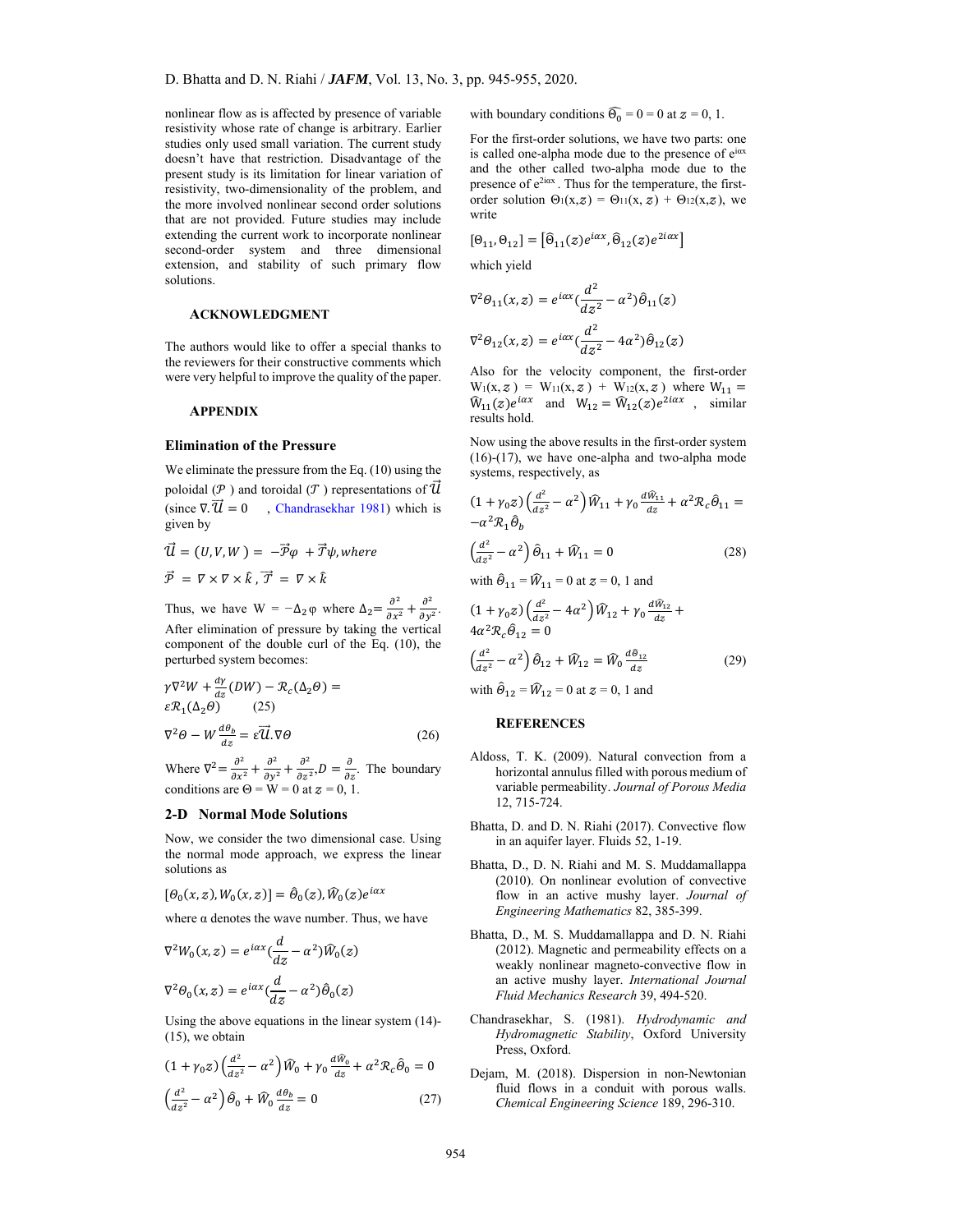nonlinear flow as is affected by presence of variable resistivity whose rate of change is arbitrary. Earlier studies only used small variation. The current study doesn't have that restriction. Disadvantage of the present study is its limitation for linear variation of resistivity, two-dimensionality of the problem, and the more involved nonlinear second order solutions that are not provided. Future studies may include extending the current work to incorporate nonlinear second-order system and three dimensional extension, and stability of such primary flow solutions.

### ACKNOWLEDGMENT

The authors would like to offer a special thanks to the reviewers for their constructive comments which were very helpful to improve the quality of the paper.

### APPENDIX

#### Elimination of the Pressure

We eliminate the pressure from the Eq. (10) using the poloidal ($\mathcal{P}$ ) and toroidal ($\mathcal{T}$ ) representations of $\vec{\mathcal{U}}$ (since $\nabla.\vec{\mathcal{U}} = 0$ , Chandrasekhar 1981) which is given by

$$\vec{\mathcal{U}} = (U, V, W) = -\vec{\mathcal{P}}\varphi + \vec{\mathcal{T}}\psi, where$$

$$\vec{\mathcal{P}} = \nabla \times \nabla \times \hat{k}\,, \vec{\mathcal{T}} = \nabla \times \hat{k}$$

Thus, we have $W = -\Delta_2 \varphi$ where $\Delta_2 = \frac{\partial^2}{\partial x^2} + \frac{\partial^2}{\partial y^2}$. After elimination of pressure by taking the vertical component of the double curl of the Eq. (10), the perturbed system becomes:

$$\gamma \nabla^2 W + \frac{d\gamma}{dz}(DW) - \mathcal{R}_c(\Delta_2 \Theta) = \varepsilon \mathcal{R}_1(\Delta_2 \Theta) \qquad (25)$$

$$\nabla^2 \Theta - W\frac{d\theta_b}{dz} = \varepsilon \vec{\mathcal{U}}.\nabla\Theta \qquad (26)$$

Where $\nabla^2 = \frac{\partial^2}{\partial x^2} + \frac{\partial^2}{\partial y^2} + \frac{\partial^2}{\partial z^2}, D = \frac{\partial}{\partial z}$. The boundary conditions are $\Theta = W = 0$ at $z = 0, 1$.

#### 2-D Normal Mode Solutions

Now, we consider the two dimensional case. Using the normal mode approach, we express the linear solutions as

$$[\Theta_0(x,z), W_0(x,z)] = \hat{\Theta}_0(z), \widehat{W}_0(z)e^{i\alpha x}$$

where α denotes the wave number. Thus, we have

$$\nabla^2 W_0(x,z) = e^{i\alpha x}(\frac{d}{dz} - \alpha^2)\widehat{W}_0(z)$$

$$\nabla^2 \Theta_0(x,z) = e^{i\alpha x}(\frac{d}{dz} - \alpha^2)\hat{\Theta}_0(z)$$

Using the above equations in the linear system (14)-(15), we obtain

$$(1+\gamma_0 z)\left(\frac{d^2}{dz^2} - \alpha^2\right)\widehat{W}_0 + \gamma_0\frac{d\widehat{W}_0}{dz} + \alpha^2\mathcal{R}_c\hat{\Theta}_0 = 0$$

$$\left(\frac{d^2}{dz^2} - \alpha^2\right)\hat{\Theta}_0 + \widehat{W}_0\frac{d\theta_b}{dz} = 0 \qquad (27)$$

with boundary conditions $\widehat{\Theta}_0 = 0 = 0$ at $z = 0, 1$.

For the first-order solutions, we have two parts: one is called one-alpha mode due to the presence of $e^{i\alpha x}$ and the other called two-alpha mode due to the presence of $e^{2i\alpha x}$. Thus for the temperature, the first-order solution $\Theta_1(x,z) = \Theta_{11}(x,z) + \Theta_{12}(x,z)$, we write

$$[\Theta_{11}, \Theta_{12}] = [\hat{\Theta}_{11}(z)e^{i\alpha x}, \hat{\Theta}_{12}(z)e^{2i\alpha x}]$$

which yield

$$\nabla^2\Theta_{11}(x,z) = e^{i\alpha x}(\frac{d^2}{dz^2} - \alpha^2)\hat{\Theta}_{11}(z)$$

$$\nabla^2\Theta_{12}(x,z) = e^{i\alpha x}(\frac{d^2}{dz^2} - 4\alpha^2)\hat{\Theta}_{12}(z)$$

Also for the velocity component, the first-order $W_1(x,z) = W_{11}(x,z) + W_{12}(x,z)$ where $W_{11} = \widehat{W}_{11}(z)e^{i\alpha x}$ and $W_{12} = \widehat{W}_{12}(z)e^{2i\alpha x}$, similar results hold.

Now using the above results in the first-order system (16)-(17), we have one-alpha and two-alpha mode systems, respectively, as

$$(1+\gamma_0 z)\left(\frac{d^2}{dz^2} - \alpha^2\right)\widehat{W}_{11} + \gamma_0\frac{d\widehat{W}_{11}}{dz} + \alpha^2\mathcal{R}_c\hat{\Theta}_{11} = -\alpha^2\mathcal{R}_1\hat{\Theta}_b$$

$$\left(\frac{d^2}{dz^2} - \alpha^2\right)\hat{\Theta}_{11} + \widehat{W}_{11} = 0 \qquad (28)$$

with $\hat{\Theta}_{11} = \widehat{W}_{11} = 0$ at $z = 0, 1$ and

$$(1+\gamma_0 z)\left(\frac{d^2}{dz^2} - 4\alpha^2\right)\widehat{W}_{12} + \gamma_0\frac{d\widehat{W}_{12}}{dz} + 4\alpha^2\mathcal{R}_c\hat{\Theta}_{12} = 0$$

$$\left(\frac{d^2}{dz^2} - \alpha^2\right)\hat{\Theta}_{12} + \widehat{W}_{12} = \widehat{W}_0\frac{d\hat{\Theta}_{12}}{dz} \qquad (29)$$

with $\hat{\Theta}_{12} = \widehat{W}_{12} = 0$ at $z = 0, 1$ and

### REFERENCES

Aldoss, T. K. (2009). Natural convection from a horizontal annulus filled with porous medium of variable permeability. *Journal of Porous Media* 12, 715-724.

Bhatta, D. and D. N. Riahi (2017). Convective flow in an aquifer layer. Fluids 52, 1-19.

Bhatta, D., D. N. Riahi and M. S. Muddamallappa (2010). On nonlinear evolution of convective flow in an active mushy layer. *Journal of Engineering Mathematics* 82, 385-399.

Bhatta, D., M. S. Muddamallappa and D. N. Riahi (2012). Magnetic and permeability effects on a weakly nonlinear magneto-convective flow in an active mushy layer. *International Journal Fluid Mechanics Research* 39, 494-520.

Chandrasekhar, S. (1981). *Hydrodynamic and Hydromagnetic Stability*, Oxford University Press, Oxford.

Dejam, M. (2018). Dispersion in non-Newtonian fluid flows in a conduit with porous walls. *Chemical Engineering Science* 189, 296-310.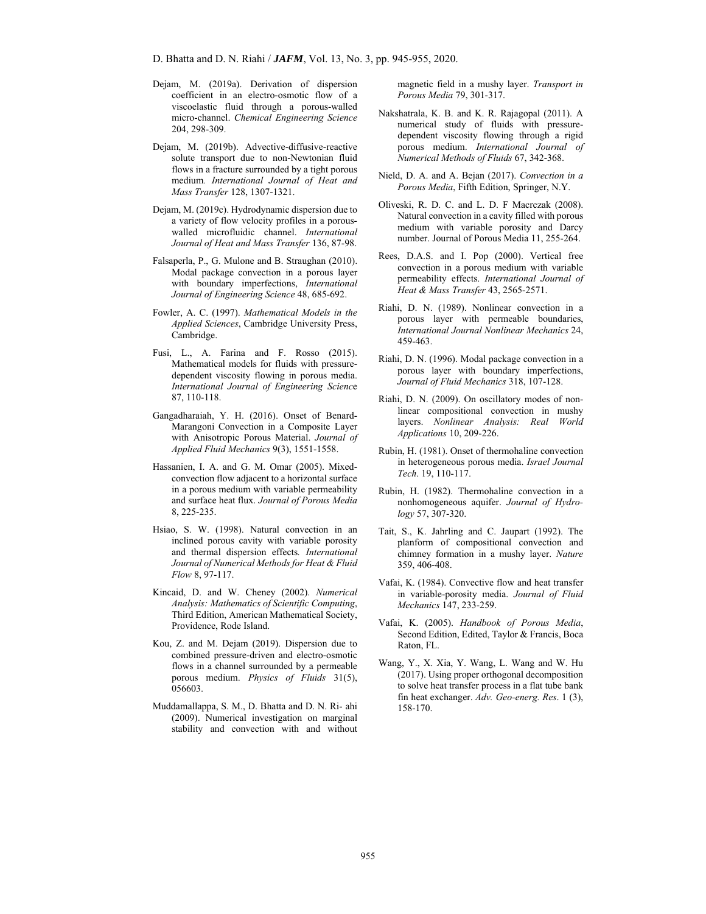- Dejam, M. (2019a). Derivation of dispersion coefficient in an electro-osmotic flow of a viscoelastic fluid through a porous-walled micro-channel. *Chemical Engineering Science* 204, 298-309.
- Dejam, M. (2019b). Advective-diffusive-reactive solute transport due to non-Newtonian fluid flows in a fracture surrounded by a tight porous medium. *International Journal of Heat and Mass Transfer* 128, 1307-1321.
- Dejam, M. (2019c). Hydrodynamic dispersion due to a variety of flow velocity profiles in a porous-walled microfluidic channel. *International Journal of Heat and Mass Transfer* 136, 87-98.
- Falsaperla, P., G. Mulone and B. Straughan (2010). Modal package convection in a porous layer with boundary imperfections, *International Journal of Engineering Science* 48, 685-692.
- Fowler, A. C. (1997). *Mathematical Models in the Applied Sciences*, Cambridge University Press, Cambridge.
- Fusi, L., A. Farina and F. Rosso (2015). Mathematical models for fluids with pressure-dependent viscosity flowing in porous media. *International Journal of Engineering Science* 87, 110-118.
- Gangadharaiah, Y. H. (2016). Onset of Benard-Marangoni Convection in a Composite Layer with Anisotropic Porous Material. *Journal of Applied Fluid Mechanics* 9(3), 1551-1558.
- Hassanien, I. A. and G. M. Omar (2005). Mixed-convection flow adjacent to a horizontal surface in a porous medium with variable permeability and surface heat flux. *Journal of Porous Media* 8, 225-235.
- Hsiao, S. W. (1998). Natural convection in an inclined porous cavity with variable porosity and thermal dispersion effects*. International Journal of Numerical Methods for Heat & Fluid Flow* 8, 97-117.
- Kincaid, D. and W. Cheney (2002). *Numerical Analysis: Mathematics of Scientific Computing*, Third Edition, American Mathematical Society, Providence, Rode Island.
- Kou, Z. and M. Dejam (2019). Dispersion due to combined pressure-driven and electro-osmotic flows in a channel surrounded by a permeable porous medium. *Physics of Fluids* 31(5), 056603.
- Muddamallappa, S. M., D. Bhatta and D. N. Ri- ahi (2009). Numerical investigation on marginal stability and convection with and without magnetic field in a mushy layer. *Transport in Porous Media* 79, 301-317.
- Nakshatrala, K. B. and K. R. Rajagopal (2011). A numerical study of fluids with pressure-dependent viscosity flowing through a rigid porous medium. *International Journal of Numerical Methods of Fluids* 67, 342-368.
- Nield, D. A. and A. Bejan (2017). *Convection in a Porous Media*, Fifth Edition, Springer, N.Y.
- Oliveski, R. D. C. and L. D. F Macrczak (2008). Natural convection in a cavity filled with porous medium with variable porosity and Darcy number. Journal of Porous Media 11, 255-264.
- Rees, D.A.S. and I. Pop (2000). Vertical free convection in a porous medium with variable permeability effects. *International Journal of Heat & Mass Transfer* 43, 2565-2571.
- Riahi, D. N. (1989). Nonlinear convection in a porous layer with permeable boundaries, *International Journal Nonlinear Mechanics* 24, 459-463.
- Riahi, D. N. (1996). Modal package convection in a porous layer with boundary imperfections, *Journal of Fluid Mechanics* 318, 107-128.
- Riahi, D. N. (2009). On oscillatory modes of non-linear compositional convection in mushy layers. *Nonlinear Analysis: Real World Applications* 10, 209-226.
- Rubin, H. (1981). Onset of thermohaline convection in heterogeneous porous media. *Israel Journal Tech*. 19, 110-117.
- Rubin, H. (1982). Thermohaline convection in a nonhomogeneous aquifer. *Journal of Hydrology* 57, 307-320.
- Tait, S., K. Jahrling and C. Jaupart (1992). The planform of compositional convection and chimney formation in a mushy layer. *Nature* 359, 406-408.
- Vafai, K. (1984). Convective flow and heat transfer in variable-porosity media. *Journal of Fluid Mechanics* 147, 233-259.
- Vafai, K. (2005). *Handbook of Porous Media*, Second Edition, Edited, Taylor & Francis, Boca Raton, FL.
- Wang, Y., X. Xia, Y. Wang, L. Wang and W. Hu (2017). Using proper orthogonal decomposition to solve heat transfer process in a flat tube bank fin heat exchanger. *Adv. Geo-energ. Res*. 1 (3), 158-170.